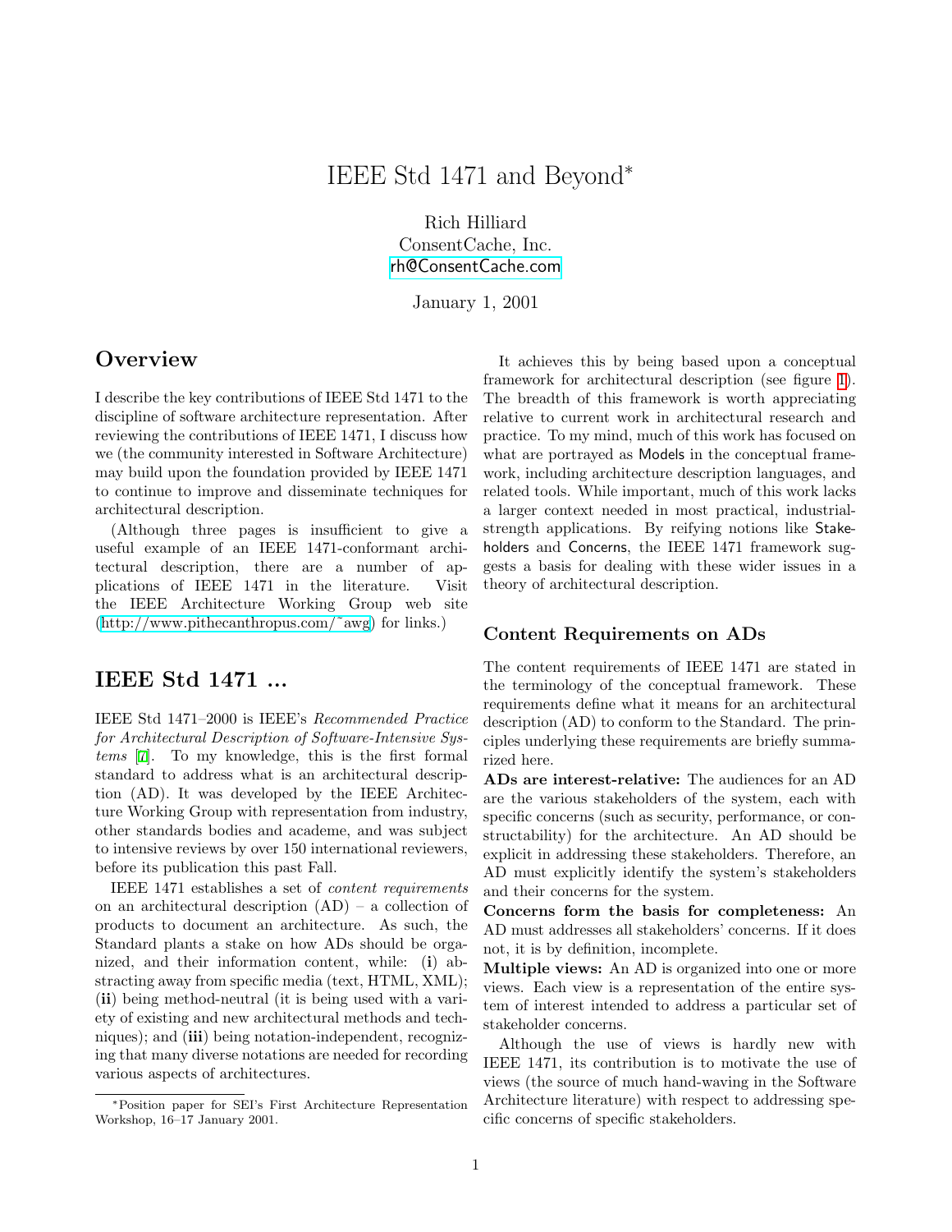# IEEE Std 1471 and Beyond*

Rich Hilliard
ConsentCache, Inc.
rh@ConsentCache.com

January 1, 2001

## Overview

I describe the key contributions of IEEE Std 1471 to the discipline of software architecture representation. After reviewing the contributions of IEEE 1471, I discuss how we (the community interested in Software Architecture) may build upon the foundation provided by IEEE 1471 to continue to improve and disseminate techniques for architectural description.

(Although three pages is insufficient to give a useful example of an IEEE 1471-conformant architectural description, there are a number of applications of IEEE 1471 in the literature. Visit the IEEE Architecture Working Group web site (http://www.pithecanthropus.com/˜awg) for links.)

## IEEE Std 1471 ...

IEEE Std 1471–2000 is IEEE's *Recommended Practice for Architectural Description of Software-Intensive Systems* [7]. To my knowledge, this is the first formal standard to address what is an architectural description (AD). It was developed by the IEEE Architecture Working Group with representation from industry, other standards bodies and academe, and was subject to intensive reviews by over 150 international reviewers, before its publication this past Fall.

IEEE 1471 establishes a set of *content requirements* on an architectural description (AD) – a collection of products to document an architecture. As such, the Standard plants a stake on how ADs should be organized, and their information content, while: (**i**) abstracting away from specific media (text, HTML, XML); (**ii**) being method-neutral (it is being used with a variety of existing and new architectural methods and techniques); and (**iii**) being notation-independent, recognizing that many diverse notations are needed for recording various aspects of architectures.

*Position paper for SEI's First Architecture Representation Workshop, 16–17 January 2001.

It achieves this by being based upon a conceptual framework for architectural description (see figure 1). The breadth of this framework is worth appreciating relative to current work in architectural research and practice. To my mind, much of this work has focused on what are portrayed as Models in the conceptual framework, including architecture description languages, and related tools. While important, much of this work lacks a larger context needed in most practical, industrial-strength applications. By reifying notions like Stakeholders and Concerns, the IEEE 1471 framework suggests a basis for dealing with these wider issues in a theory of architectural description.

### Content Requirements on ADs

The content requirements of IEEE 1471 are stated in the terminology of the conceptual framework. These requirements define what it means for an architectural description (AD) to conform to the Standard. The principles underlying these requirements are briefly summarized here.

**ADs are interest-relative:** The audiences for an AD are the various stakeholders of the system, each with specific concerns (such as security, performance, or constructability) for the architecture. An AD should be explicit in addressing these stakeholders. Therefore, an AD must explicitly identify the system's stakeholders and their concerns for the system.

**Concerns form the basis for completeness:** An AD must addresses all stakeholders' concerns. If it does not, it is by definition, incomplete.

**Multiple views:** An AD is organized into one or more views. Each view is a representation of the entire system of interest intended to address a particular set of stakeholder concerns.

Although the use of views is hardly new with IEEE 1471, its contribution is to motivate the use of views (the source of much hand-waving in the Software Architecture literature) with respect to addressing specific concerns of specific stakeholders.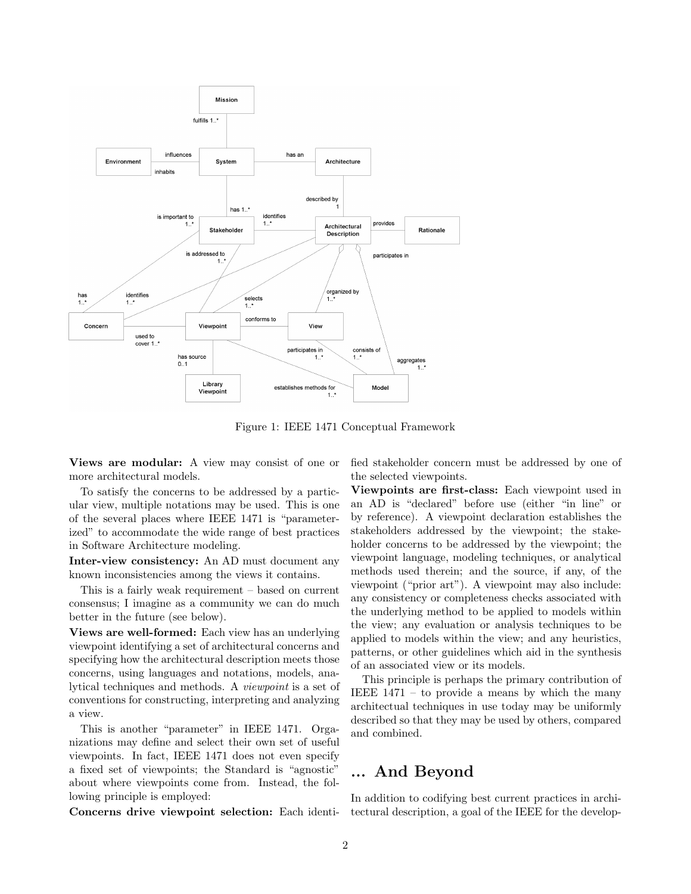Figure 1: IEEE 1471 Conceptual Framework

**Views are modular:** A view may consist of one or more architectural models.

To satisfy the concerns to be addressed by a particular view, multiple notations may be used. This is one of the several places where IEEE 1471 is "parameterized" to accommodate the wide range of best practices in Software Architecture modeling.

**Inter-view consistency:** An AD must document any known inconsistencies among the views it contains.

This is a fairly weak requirement – based on current consensus; I imagine as a community we can do much better in the future (see below).

**Views are well-formed:** Each view has an underlying viewpoint identifying a set of architectural concerns and specifying how the architectural description meets those concerns, using languages and notations, models, analytical techniques and methods. A *viewpoint* is a set of conventions for constructing, interpreting and analyzing a view.

This is another "parameter" in IEEE 1471. Organizations may define and select their own set of useful viewpoints. In fact, IEEE 1471 does not even specify a fixed set of viewpoints; the Standard is "agnostic" about where viewpoints come from. Instead, the following principle is employed:

**Concerns drive viewpoint selection:** Each identified stakeholder concern must be addressed by one of the selected viewpoints.

**Viewpoints are first-class:** Each viewpoint used in an AD is "declared" before use (either "in line" or by reference). A viewpoint declaration establishes the stakeholders addressed by the viewpoint; the stakeholder concerns to be addressed by the viewpoint; the viewpoint language, modeling techniques, or analytical methods used therein; and the source, if any, of the viewpoint ("prior art"). A viewpoint may also include: any consistency or completeness checks associated with the underlying method to be applied to models within the view; any evaluation or analysis techniques to be applied to models within the view; and any heuristics, patterns, or other guidelines which aid in the synthesis of an associated view or its models.

This principle is perhaps the primary contribution of IEEE 1471 – to provide a means by which the many architectual techniques in use today may be uniformly described so that they may be used by others, compared and combined.

## ... And Beyond

In addition to codifying best current practices in architectural description, a goal of the IEEE for the develop-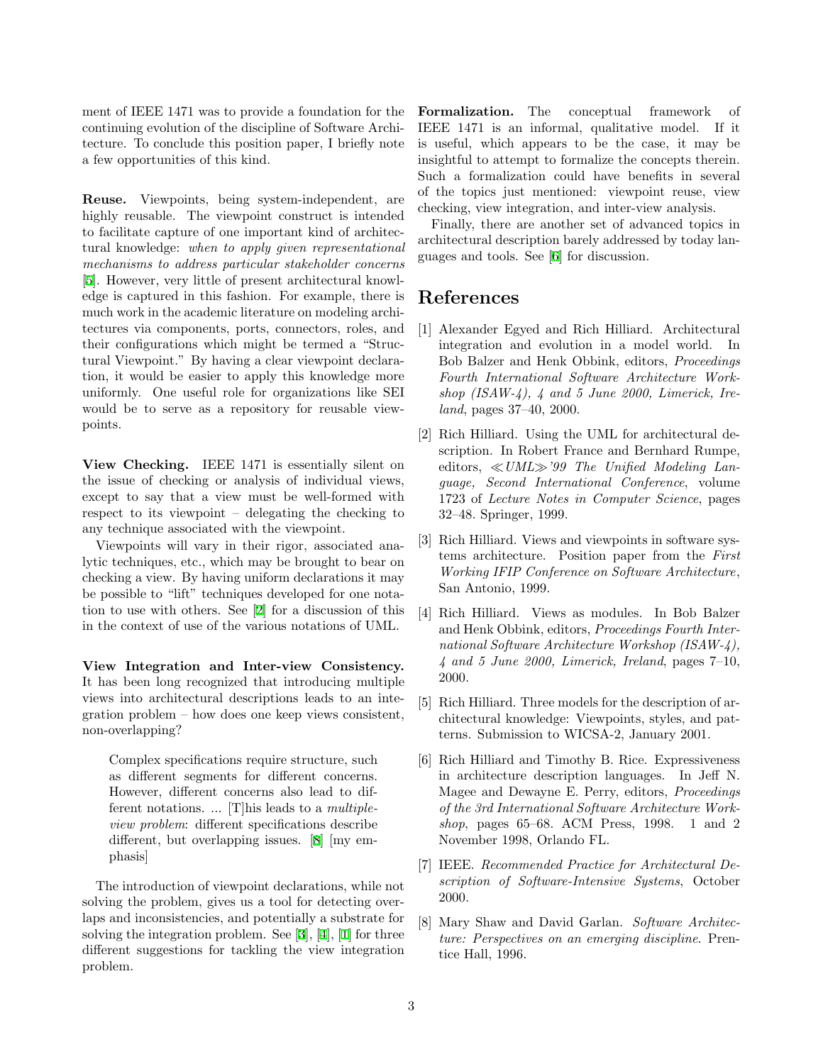ment of IEEE 1471 was to provide a foundation for the continuing evolution of the discipline of Software Architecture. To conclude this position paper, I briefly note a few opportunities of this kind.

**Reuse.** Viewpoints, being system-independent, are highly reusable. The viewpoint construct is intended to facilitate capture of one important kind of architectural knowledge: *when to apply given representational mechanisms to address particular stakeholder concerns* [5]. However, very little of present architectural knowledge is captured in this fashion. For example, there is much work in the academic literature on modeling architectures via components, ports, connectors, roles, and their configurations which might be termed a "Structural Viewpoint." By having a clear viewpoint declaration, it would be easier to apply this knowledge more uniformly. One useful role for organizations like SEI would be to serve as a repository for reusable viewpoints.

**View Checking.** IEEE 1471 is essentially silent on the issue of checking or analysis of individual views, except to say that a view must be well-formed with respect to its viewpoint – delegating the checking to any technique associated with the viewpoint.

Viewpoints will vary in their rigor, associated analytic techniques, etc., which may be brought to bear on checking a view. By having uniform declarations it may be possible to "lift" techniques developed for one notation to use with others. See [2] for a discussion of this in the context of use of the various notations of UML.

**View Integration and Inter-view Consistency.** It has been long recognized that introducing multiple views into architectural descriptions leads to an integration problem – how does one keep views consistent, non-overlapping?

> Complex specifications require structure, such as different segments for different concerns. However, different concerns also lead to different notations. ... [T]his leads to a *multiple-view problem*: different specifications describe different, but overlapping issues. [8] [my emphasis]

The introduction of viewpoint declarations, while not solving the problem, gives us a tool for detecting overlaps and inconsistencies, and potentially a substrate for solving the integration problem. See [3], [4], [1] for three different suggestions for tackling the view integration problem.

**Formalization.** The conceptual framework of IEEE 1471 is an informal, qualitative model. If it is useful, which appears to be the case, it may be insightful to attempt to formalize the concepts therein. Such a formalization could have benefits in several of the topics just mentioned: viewpoint reuse, view checking, view integration, and inter-view analysis.

Finally, there are another set of advanced topics in architectural description barely addressed by today languages and tools. See [6] for discussion.

# References

[1] Alexander Egyed and Rich Hilliard. Architectural integration and evolution in a model world. In Bob Balzer and Henk Obbink, editors, *Proceedings Fourth International Software Architecture Workshop (ISAW-4), 4 and 5 June 2000, Limerick, Ireland*, pages 37–40, 2000.

[2] Rich Hilliard. Using the UML for architectural description. In Robert France and Bernhard Rumpe, editors, *≪UML≫'99 The Unified Modeling Language, Second International Conference*, volume 1723 of *Lecture Notes in Computer Science*, pages 32–48. Springer, 1999.

[3] Rich Hilliard. Views and viewpoints in software systems architecture. Position paper from the *First Working IFIP Conference on Software Architecture*, San Antonio, 1999.

[4] Rich Hilliard. Views as modules. In Bob Balzer and Henk Obbink, editors, *Proceedings Fourth International Software Architecture Workshop (ISAW-4), 4 and 5 June 2000, Limerick, Ireland*, pages 7–10, 2000.

[5] Rich Hilliard. Three models for the description of architectural knowledge: Viewpoints, styles, and patterns. Submission to WICSA-2, January 2001.

[6] Rich Hilliard and Timothy B. Rice. Expressiveness in architecture description languages. In Jeff N. Magee and Dewayne E. Perry, editors, *Proceedings of the 3rd International Software Architecture Workshop*, pages 65–68. ACM Press, 1998. 1 and 2 November 1998, Orlando FL.

[7] IEEE. *Recommended Practice for Architectural Description of Software-Intensive Systems*, October 2000.

[8] Mary Shaw and David Garlan. *Software Architecture: Perspectives on an emerging discipline*. Prentice Hall, 1996.